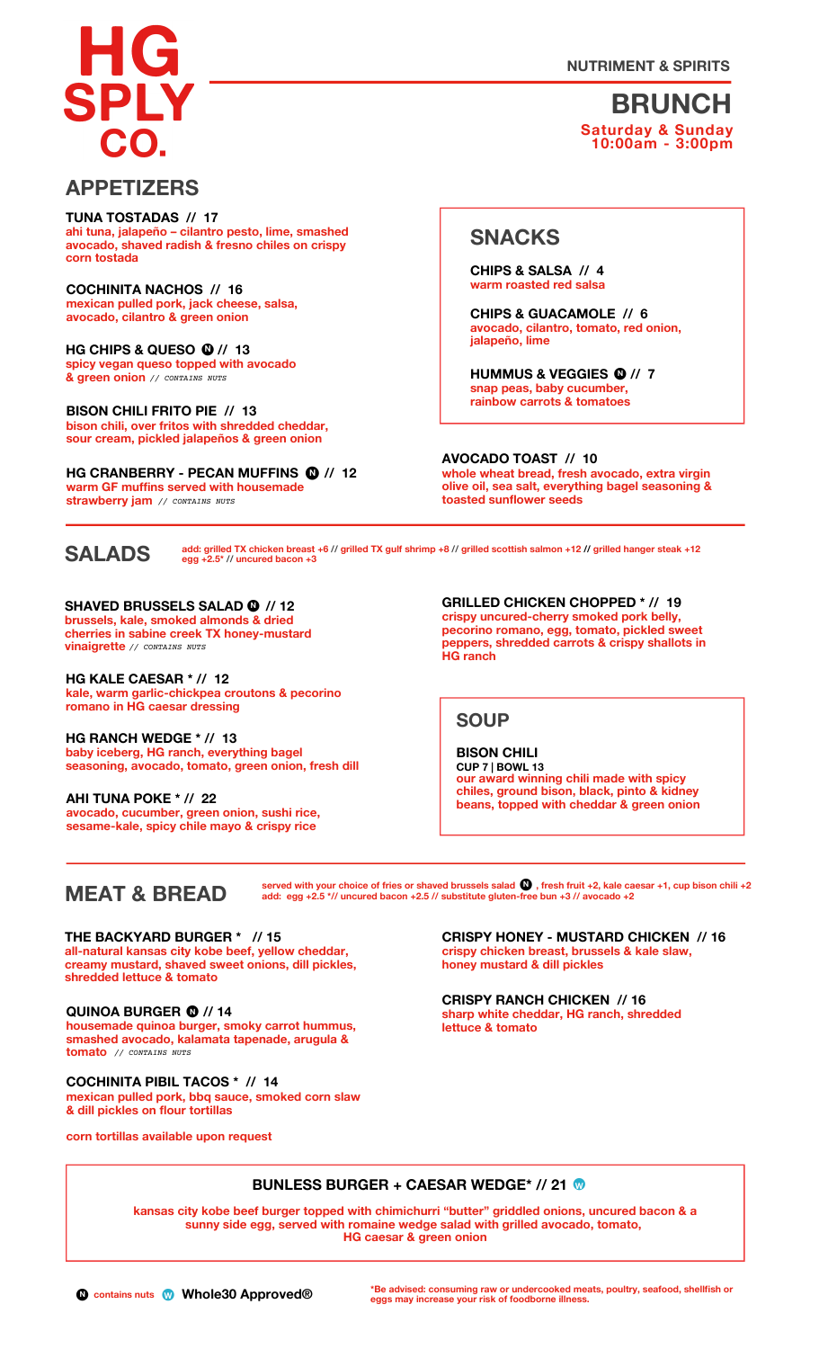# HG SPLY CO.

NUTRIMENT & SPIRITS

## BRUNCH

Saturday & Sunday
10:00am - 3:00pm

## APPETIZERS

**TUNA TOSTADAS // 17**
ahi tuna, jalapeño – cilantro pesto, lime, smashed avocado, shaved radish & fresno chiles on crispy corn tostada

**COCHINITA NACHOS // 16**
mexican pulled pork, jack cheese, salsa, avocado, cilantro & green onion

**HG CHIPS & QUESO Ⓝ // 13**
spicy vegan queso topped with avocado & green onion // *CONTAINS NUTS*

**BISON CHILI FRITO PIE // 13**
bison chili, over fritos with shredded cheddar, sour cream, pickled jalapeños & green onion

**HG CRANBERRY - PECAN MUFFINS Ⓝ // 12**
warm GF muffins served with housemade strawberry jam // *CONTAINS NUTS*

## SNACKS

**CHIPS & SALSA // 4**
warm roasted red salsa

**CHIPS & GUACAMOLE // 6**
avocado, cilantro, tomato, red onion, jalapeño, lime

**HUMMUS & VEGGIES Ⓝ // 7**
snap peas, baby cucumber, rainbow carrots & tomatoes

**AVOCADO TOAST // 10**
whole wheat bread, fresh avocado, extra virgin olive oil, sea salt, everything bagel seasoning & toasted sunflower seeds

## SALADS

add: grilled TX chicken breast +6 // grilled TX gulf shrimp +8 // grilled scottish salmon +12 // grilled hanger steak +12
egg +2.5* // uncured bacon +3

**SHAVED BRUSSELS SALAD Ⓝ // 12**
brussels, kale, smoked almonds & dried cherries in sabine creek TX honey-mustard vinaigrette // *CONTAINS NUTS*

**HG KALE CAESAR * // 12**
kale, warm garlic-chickpea croutons & pecorino romano in HG caesar dressing

**HG RANCH WEDGE * // 13**
baby iceberg, HG ranch, everything bagel seasoning, avocado, tomato, green onion, fresh dill

**AHI TUNA POKE * // 22**
avocado, cucumber, green onion, sushi rice, sesame-kale, spicy chile mayo & crispy rice

**GRILLED CHICKEN CHOPPED * // 19**
crispy uncured-cherry smoked pork belly, pecorino romano, egg, tomato, pickled sweet peppers, shredded carrots & crispy shallots in HG ranch

## SOUP

**BISON CHILI**
CUP 7 | BOWL 13
our award winning chili made with spicy chiles, ground bison, black, pinto & kidney beans, topped with cheddar & green onion

## MEAT & BREAD

served with your choice of fries or shaved brussels salad Ⓝ, fresh fruit +2, kale caesar +1, cup bison chili +2
add: egg +2.5 *// uncured bacon +2.5 // substitute gluten-free bun +3 // avocado +2

**THE BACKYARD BURGER * // 15**
all-natural kansas city kobe beef, yellow cheddar, creamy mustard, shaved sweet onions, dill pickles, shredded lettuce & tomato

**QUINOA BURGER Ⓝ // 14**
housemade quinoa burger, smoky carrot hummus, smashed avocado, kalamata tapenade, arugula & tomato // *CONTAINS NUTS*

**COCHINITA PIBIL TACOS * // 14**
mexican pulled pork, bbq sauce, smoked corn slaw & dill pickles on flour tortillas

corn tortillas available upon request

**CRISPY HONEY - MUSTARD CHICKEN // 16**
crispy chicken breast, brussels & kale slaw, honey mustard & dill pickles

**CRISPY RANCH CHICKEN // 16**
sharp white cheddar, HG ranch, shredded lettuce & tomato

**BUNLESS BURGER + CAESAR WEDGE* // 21 Ⓦ**
kansas city kobe beef burger topped with chimichurri "butter" griddled onions, uncured bacon & a sunny side egg, served with romaine wedge salad with grilled avocado, tomato, HG caesar & green onion

Ⓝ contains nuts Ⓦ Whole30 Approved®

*Be advised: consuming raw or undercooked meats, poultry, seafood, shellfish or eggs may increase your risk of foodborne illness.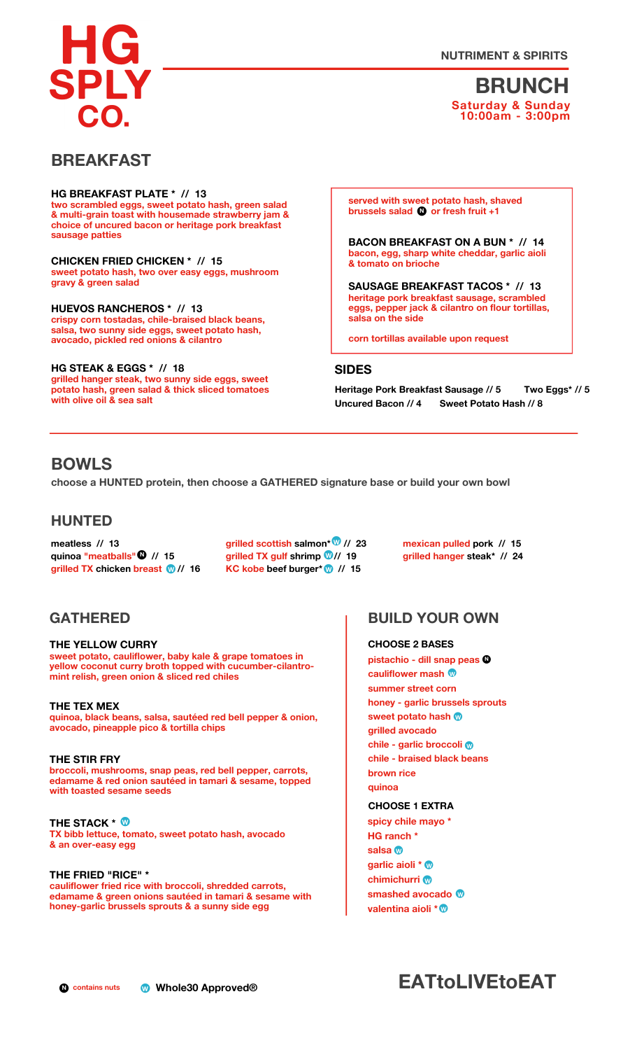# HG SPLY CO.

NUTRIMENT & SPIRITS

## BRUNCH

Saturday & Sunday
10:00am - 3:00pm

## BREAKFAST

**HG BREAKFAST PLATE * // 13**
two scrambled eggs, sweet potato hash, green salad & multi-grain toast with housemade strawberry jam & choice of uncured bacon or heritage pork breakfast sausage patties

**CHICKEN FRIED CHICKEN * // 15**
sweet potato hash, two over easy eggs, mushroom gravy & green salad

**HUEVOS RANCHEROS * // 13**
crispy corn tostadas, chile-braised black beans, salsa, two sunny side eggs, sweet potato hash, avocado, pickled red onions & cilantro

**HG STEAK & EGGS * // 18**
grilled hanger steak, two sunny side eggs, sweet potato hash, green salad & thick sliced tomatoes with olive oil & sea salt

served with sweet potato hash, shaved brussels salad (N) or fresh fruit +1

**BACON BREAKFAST ON A BUN * // 14**
bacon, egg, sharp white cheddar, garlic aioli & tomato on brioche

**SAUSAGE BREAKFAST TACOS * // 13**
heritage pork breakfast sausage, scrambled eggs, pepper jack & cilantro on flour tortillas, salsa on the side

corn tortillas available upon request

### SIDES

Heritage Pork Breakfast Sausage // 5
Two Eggs* // 5
Uncured Bacon // 4
Sweet Potato Hash // 8

## BOWLS

choose a **HUNTED** protein, then choose a **GATHERED** signature base or build your own bowl

### HUNTED

- meatless // 13
- quinoa "meatballs" (N) // 15
- grilled TX chicken breast (W) // 16
- grilled scottish salmon* (W) // 23
- grilled TX gulf shrimp (W) // 19
- KC kobe beef burger* (W) // 15
- mexican pulled pork // 15
- grilled hanger steak* // 24

### GATHERED

**THE YELLOW CURRY**
sweet potato, cauliflower, baby kale & grape tomatoes in yellow coconut curry broth topped with cucumber-cilantro-mint relish, green onion & sliced red chiles

**THE TEX MEX**
quinoa, black beans, salsa, sautéed red bell pepper & onion, avocado, pineapple pico & tortilla chips

**THE STIR FRY**
broccoli, mushrooms, snap peas, red bell pepper, carrots, edamame & red onion sautéed in tamari & sesame, topped with toasted sesame seeds

**THE STACK * (W)**
TX bibb lettuce, tomato, sweet potato hash, avocado & an over-easy egg

**THE FRIED "RICE" ***
cauliflower fried rice with broccoli, shredded carrots, edamame & green onions sautéed in tamari & sesame with honey-garlic brussels sprouts & a sunny side egg

### BUILD YOUR OWN

**CHOOSE 2 BASES**

- pistachio - dill snap peas (N)
- cauliflower mash (W)
- summer street corn
- honey - garlic brussels sprouts
- sweet potato hash (W)
- grilled avocado
- chile - garlic broccoli (W)
- chile - braised black beans
- brown rice
- quinoa

**CHOOSE 1 EXTRA**

- spicy chile mayo *
- HG ranch *
- salsa (W)
- garlic aioli * (W)
- chimichurri (W)
- smashed avocado (W)
- valentina aioli * (W)

(N) contains nuts (W) Whole30 Approved®

**EATtoLIVEtoEAT**